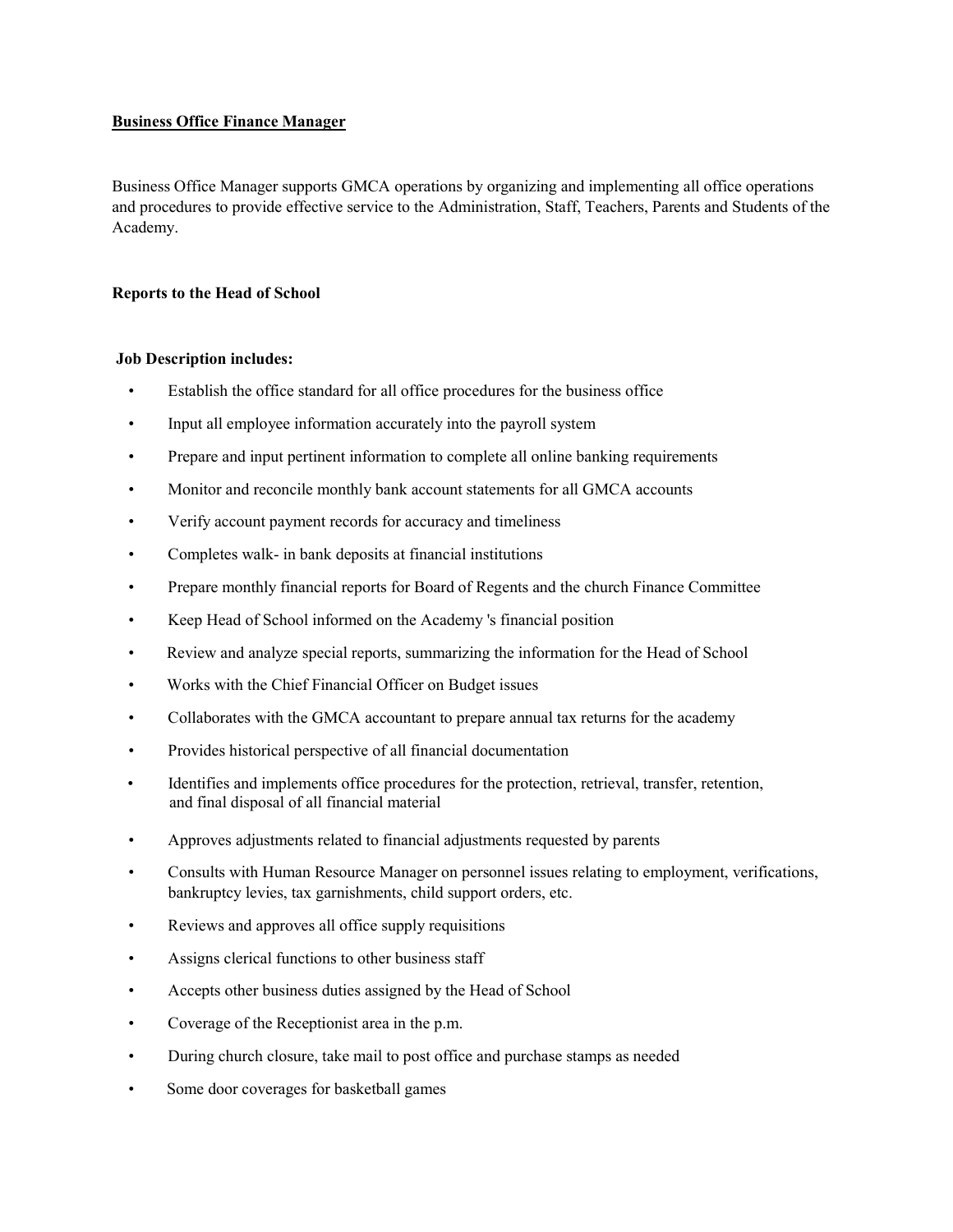**Business Office Finance Manager**

Business Office Manager supports GMCA operations by organizing and implementing all office operations and procedures to provide effective service to the Administration, Staff, Teachers, Parents and Students of the Academy.

**Reports to the Head of School**

**Job Description includes:**

- Establish the office standard for all office procedures for the business office
- Input all employee information accurately into the payroll system
- Prepare and input pertinent information to complete all online banking requirements
- Monitor and reconcile monthly bank account statements for all GMCA accounts
- Verify account payment records for accuracy and timeliness
- Completes walk- in bank deposits at financial institutions
- Prepare monthly financial reports for Board of Regents and the church Finance Committee
- Keep Head of School informed on the Academy 's financial position
- Review and analyze special reports, summarizing the information for the Head of School
- Works with the Chief Financial Officer on Budget issues
- Collaborates with the GMCA accountant to prepare annual tax returns for the academy
- Provides historical perspective of all financial documentation
- Identifies and implements office procedures for the protection, retrieval, transfer, retention, and final disposal of all financial material
- Approves adjustments related to financial adjustments requested by parents
- Consults with Human Resource Manager on personnel issues relating to employment, verifications, bankruptcy levies, tax garnishments, child support orders, etc.
- Reviews and approves all office supply requisitions
- Assigns clerical functions to other business staff
- Accepts other business duties assigned by the Head of School
- Coverage of the Receptionist area in the p.m.
- During church closure, take mail to post office and purchase stamps as needed
- Some door coverages for basketball games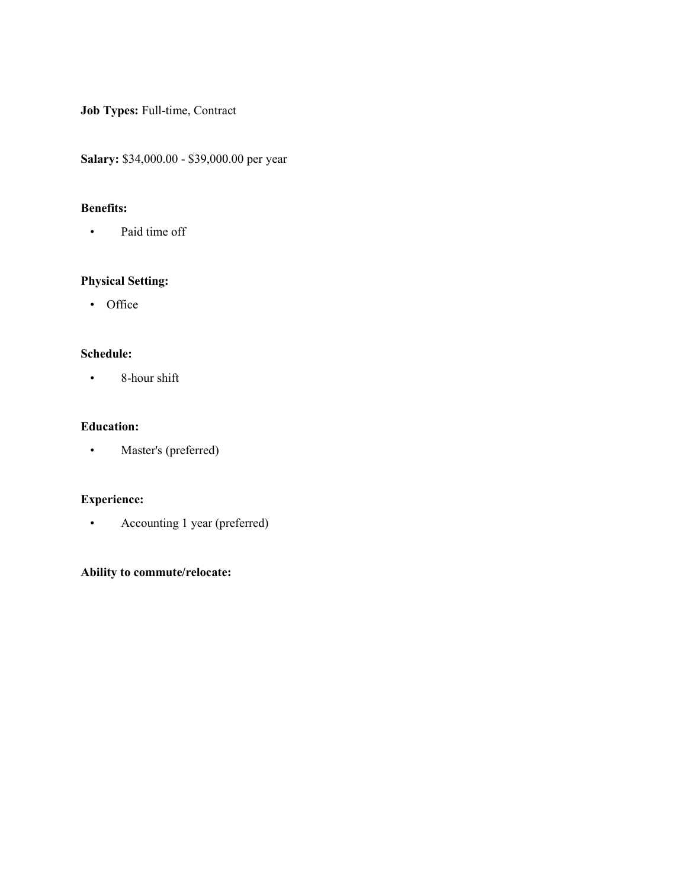**Job Types:** Full-time, Contract

**Salary:** $34,000.00 - $39,000.00 per year

**Benefits:**

- Paid time off

**Physical Setting:**

- Office

**Schedule:**

- 8-hour shift

**Education:**

- Master's (preferred)

**Experience:**

- Accounting 1 year (preferred)

**Ability to commute/relocate:**